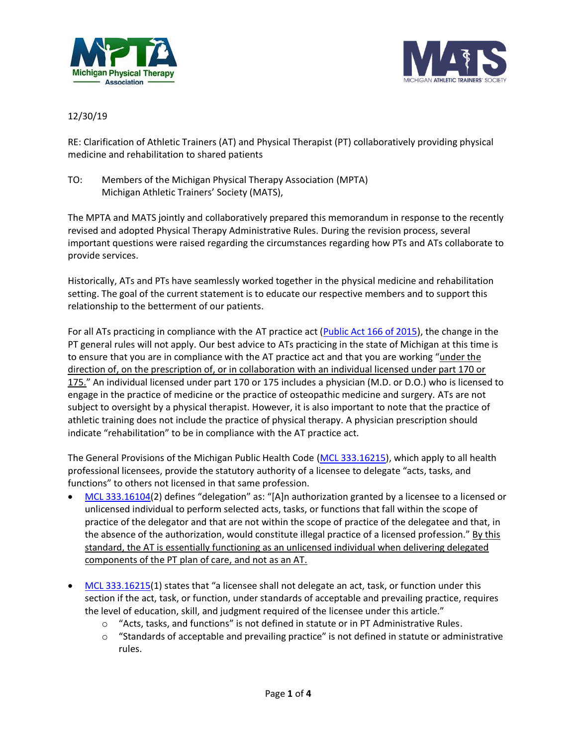Michigan Physical Therapy Association

MICHIGAN ATHLETIC TRAINERS' SOCIETY

12/30/19

RE: Clarification of Athletic Trainers (AT) and Physical Therapist (PT) collaboratively providing physical medicine and rehabilitation to shared patients

TO: Members of the Michigan Physical Therapy Association (MPTA)
Michigan Athletic Trainers' Society (MATS),

The MPTA and MATS jointly and collaboratively prepared this memorandum in response to the recently revised and adopted Physical Therapy Administrative Rules. During the revision process, several important questions were raised regarding the circumstances regarding how PTs and ATs collaborate to provide services.

Historically, ATs and PTs have seamlessly worked together in the physical medicine and rehabilitation setting. The goal of the current statement is to educate our respective members and to support this relationship to the betterment of our patients.

For all ATs practicing in compliance with the AT practice act (Public Act 166 of 2015), the change in the PT general rules will not apply. Our best advice to ATs practicing in the state of Michigan at this time is to ensure that you are in compliance with the AT practice act and that you are working "<u>under the direction of, on the prescription of, or in collaboration with an individual licensed under part 170 or 175.</u>" An individual licensed under part 170 or 175 includes a physician (M.D. or D.O.) who is licensed to engage in the practice of medicine or the practice of osteopathic medicine and surgery. ATs are not subject to oversight by a physical therapist. However, it is also important to note that the practice of athletic training does not include the practice of physical therapy. A physician prescription should indicate "rehabilitation" to be in compliance with the AT practice act.

The General Provisions of the Michigan Public Health Code (MCL 333.16215), which apply to all health professional licensees, provide the statutory authority of a licensee to delegate "acts, tasks, and functions" to others not licensed in that same profession.

- MCL 333.16104(2) defines "delegation" as: "[A]n authorization granted by a licensee to a licensed or unlicensed individual to perform selected acts, tasks, or functions that fall within the scope of practice of the delegator and that are not within the scope of practice of the delegatee and that, in the absence of the authorization, would constitute illegal practice of a licensed profession." <u>By this standard, the AT is essentially functioning as an unlicensed individual when delivering delegated components of the PT plan of care, and not as an AT.</u>

- MCL 333.16215(1) states that "a licensee shall not delegate an act, task, or function under this section if the act, task, or function, under standards of acceptable and prevailing practice, requires the level of education, skill, and judgment required of the licensee under this article."
    - "Acts, tasks, and functions" is not defined in statute or in PT Administrative Rules.
    - "Standards of acceptable and prevailing practice" is not defined in statute or administrative rules.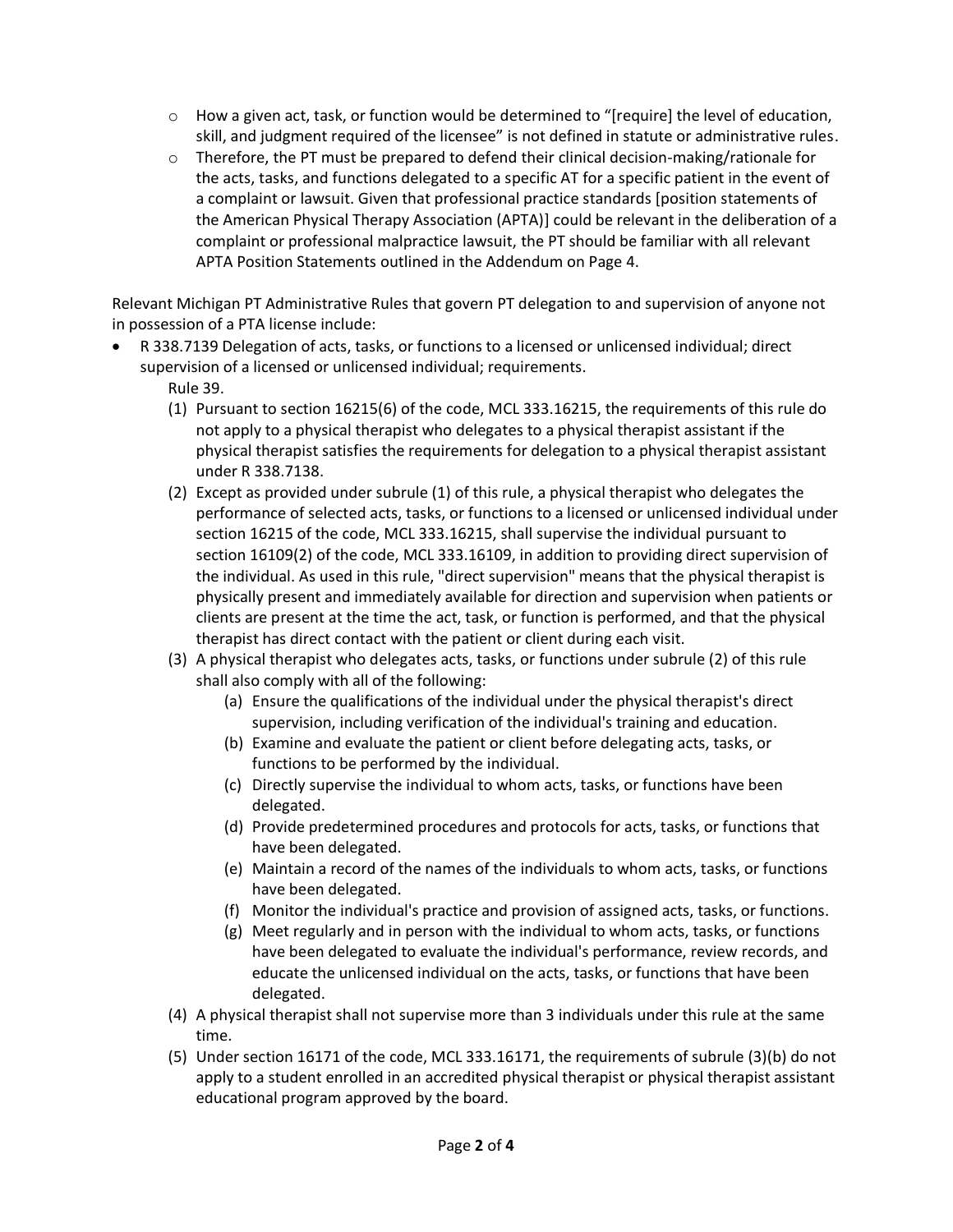- How a given act, task, or function would be determined to "[require] the level of education, skill, and judgment required of the licensee" is not defined in statute or administrative rules.
  - Therefore, the PT must be prepared to defend their clinical decision-making/rationale for the acts, tasks, and functions delegated to a specific AT for a specific patient in the event of a complaint or lawsuit. Given that professional practice standards [position statements of the American Physical Therapy Association (APTA)] could be relevant in the deliberation of a complaint or professional malpractice lawsuit, the PT should be familiar with all relevant APTA Position Statements outlined in the Addendum on Page 4.

Relevant Michigan PT Administrative Rules that govern PT delegation to and supervision of anyone not in possession of a PTA license include:

- R 338.7139 Delegation of acts, tasks, or functions to a licensed or unlicensed individual; direct supervision of a licensed or unlicensed individual; requirements.

  Rule 39.

  (1) Pursuant to section 16215(6) of the code, MCL 333.16215, the requirements of this rule do not apply to a physical therapist who delegates to a physical therapist assistant if the physical therapist satisfies the requirements for delegation to a physical therapist assistant under R 338.7138.

  (2) Except as provided under subrule (1) of this rule, a physical therapist who delegates the performance of selected acts, tasks, or functions to a licensed or unlicensed individual under section 16215 of the code, MCL 333.16215, shall supervise the individual pursuant to section 16109(2) of the code, MCL 333.16109, in addition to providing direct supervision of the individual. As used in this rule, "direct supervision" means that the physical therapist is physically present and immediately available for direction and supervision when patients or clients are present at the time the act, task, or function is performed, and that the physical therapist has direct contact with the patient or client during each visit.

  (3) A physical therapist who delegates acts, tasks, or functions under subrule (2) of this rule shall also comply with all of the following:

  (a) Ensure the qualifications of the individual under the physical therapist's direct supervision, including verification of the individual's training and education.

  (b) Examine and evaluate the patient or client before delegating acts, tasks, or functions to be performed by the individual.

  (c) Directly supervise the individual to whom acts, tasks, or functions have been delegated.

  (d) Provide predetermined procedures and protocols for acts, tasks, or functions that have been delegated.

  (e) Maintain a record of the names of the individuals to whom acts, tasks, or functions have been delegated.

  (f) Monitor the individual's practice and provision of assigned acts, tasks, or functions.

  (g) Meet regularly and in person with the individual to whom acts, tasks, or functions have been delegated to evaluate the individual's performance, review records, and educate the unlicensed individual on the acts, tasks, or functions that have been delegated.

  (4) A physical therapist shall not supervise more than 3 individuals under this rule at the same time.

  (5) Under section 16171 of the code, MCL 333.16171, the requirements of subrule (3)(b) do not apply to a student enrolled in an accredited physical therapist or physical therapist assistant educational program approved by the board.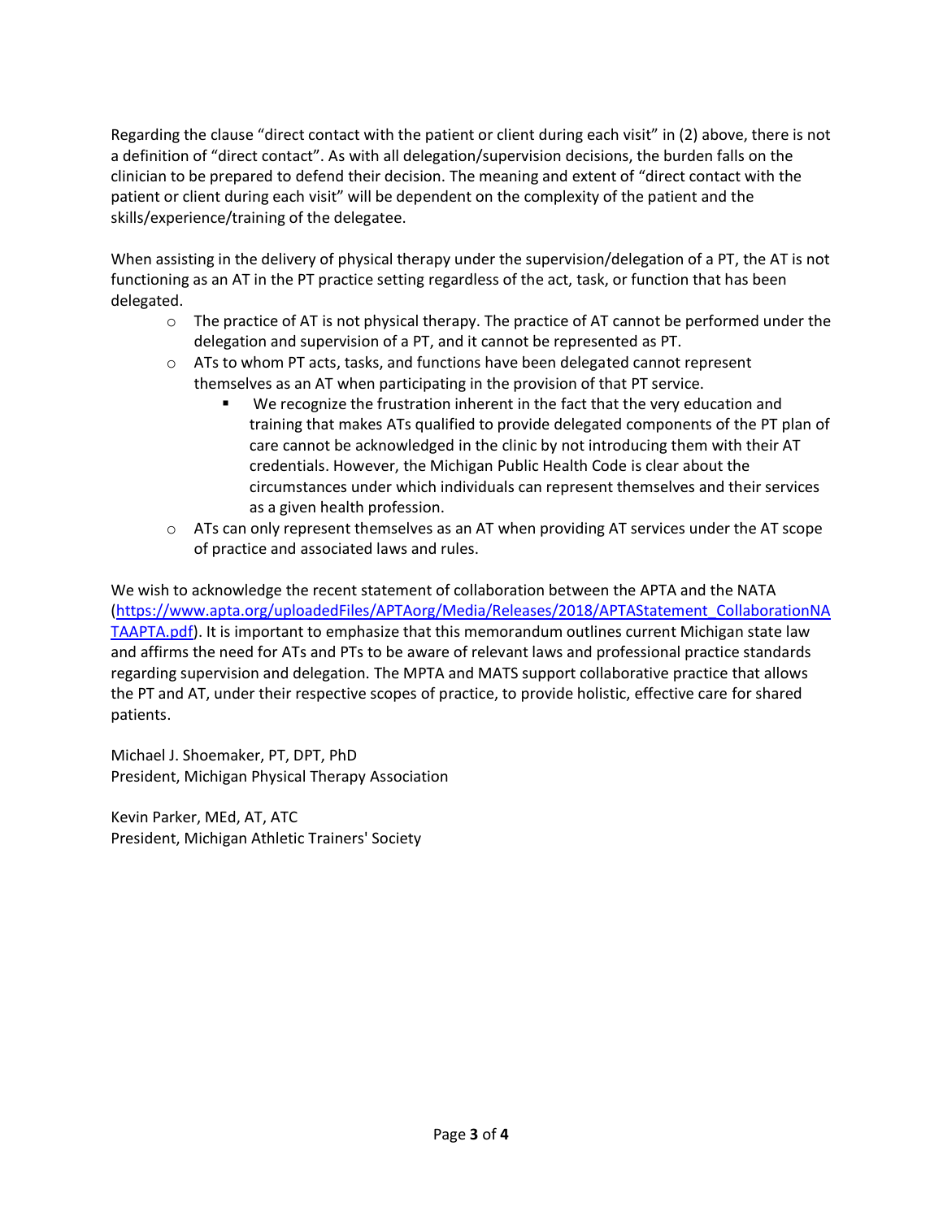Regarding the clause "direct contact with the patient or client during each visit" in (2) above, there is not a definition of "direct contact". As with all delegation/supervision decisions, the burden falls on the clinician to be prepared to defend their decision. The meaning and extent of "direct contact with the patient or client during each visit" will be dependent on the complexity of the patient and the skills/experience/training of the delegatee.

When assisting in the delivery of physical therapy under the supervision/delegation of a PT, the AT is not functioning as an AT in the PT practice setting regardless of the act, task, or function that has been delegated.

- The practice of AT is not physical therapy. The practice of AT cannot be performed under the delegation and supervision of a PT, and it cannot be represented as PT.
- ATs to whom PT acts, tasks, and functions have been delegated cannot represent themselves as an AT when participating in the provision of that PT service.
  - We recognize the frustration inherent in the fact that the very education and training that makes ATs qualified to provide delegated components of the PT plan of care cannot be acknowledged in the clinic by not introducing them with their AT credentials. However, the Michigan Public Health Code is clear about the circumstances under which individuals can represent themselves and their services as a given health profession.
- ATs can only represent themselves as an AT when providing AT services under the AT scope of practice and associated laws and rules.

We wish to acknowledge the recent statement of collaboration between the APTA and the NATA (https://www.apta.org/uploadedFiles/APTAorg/Media/Releases/2018/APTAStatement_CollaborationNATAAPTA.pdf). It is important to emphasize that this memorandum outlines current Michigan state law and affirms the need for ATs and PTs to be aware of relevant laws and professional practice standards regarding supervision and delegation. The MPTA and MATS support collaborative practice that allows the PT and AT, under their respective scopes of practice, to provide holistic, effective care for shared patients.

Michael J. Shoemaker, PT, DPT, PhD
President, Michigan Physical Therapy Association

Kevin Parker, MEd, AT, ATC
President, Michigan Athletic Trainers' Society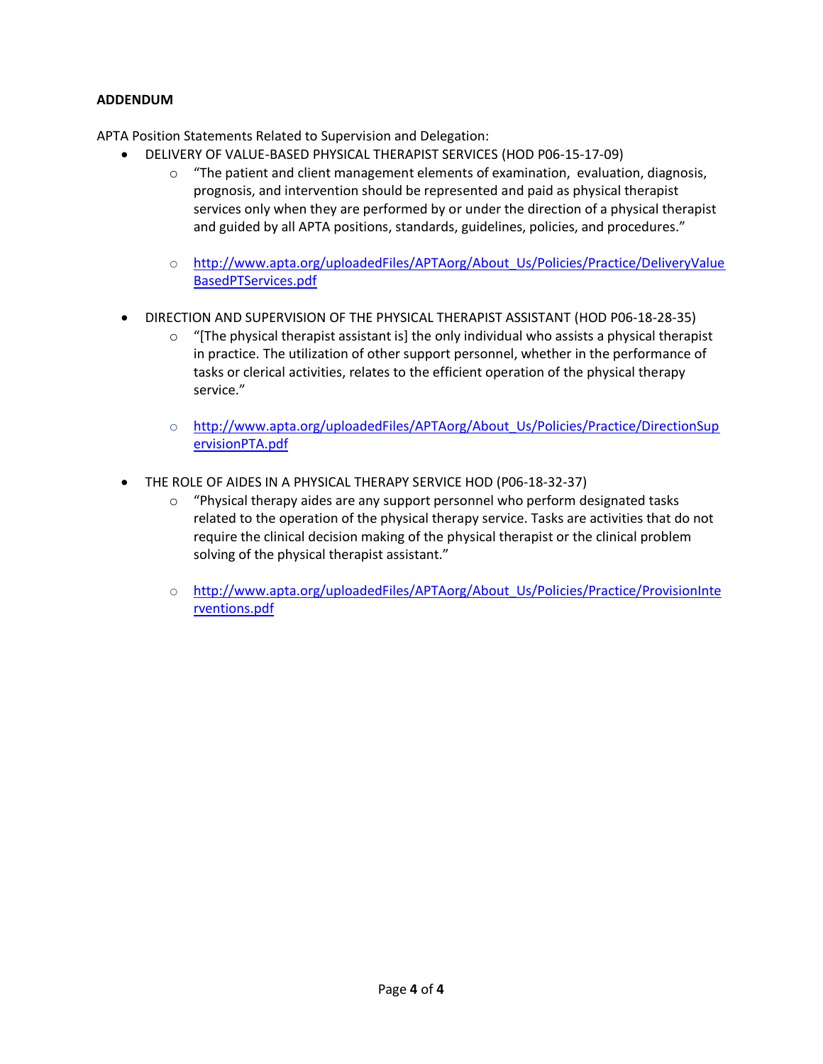**ADDENDUM**

APTA Position Statements Related to Supervision and Delegation:

- DELIVERY OF VALUE-BASED PHYSICAL THERAPIST SERVICES (HOD P06-15-17-09)
  - "The patient and client management elements of examination, evaluation, diagnosis, prognosis, and intervention should be represented and paid as physical therapist services only when they are performed by or under the direction of a physical therapist and guided by all APTA positions, standards, guidelines, policies, and procedures."
  - http://www.apta.org/uploadedFiles/APTAorg/About_Us/Policies/Practice/DeliveryValueBasedPTServices.pdf

- DIRECTION AND SUPERVISION OF THE PHYSICAL THERAPIST ASSISTANT (HOD P06-18-28-35)
  - "[The physical therapist assistant is] the only individual who assists a physical therapist in practice. The utilization of other support personnel, whether in the performance of tasks or clerical activities, relates to the efficient operation of the physical therapy service."
  - http://www.apta.org/uploadedFiles/APTAorg/About_Us/Policies/Practice/DirectionSupervisionPTA.pdf

- THE ROLE OF AIDES IN A PHYSICAL THERAPY SERVICE HOD (P06-18-32-37)
  - "Physical therapy aides are any support personnel who perform designated tasks related to the operation of the physical therapy service. Tasks are activities that do not require the clinical decision making of the physical therapist or the clinical problem solving of the physical therapist assistant."
  - http://www.apta.org/uploadedFiles/APTAorg/About_Us/Policies/Practice/ProvisionInterventions.pdf